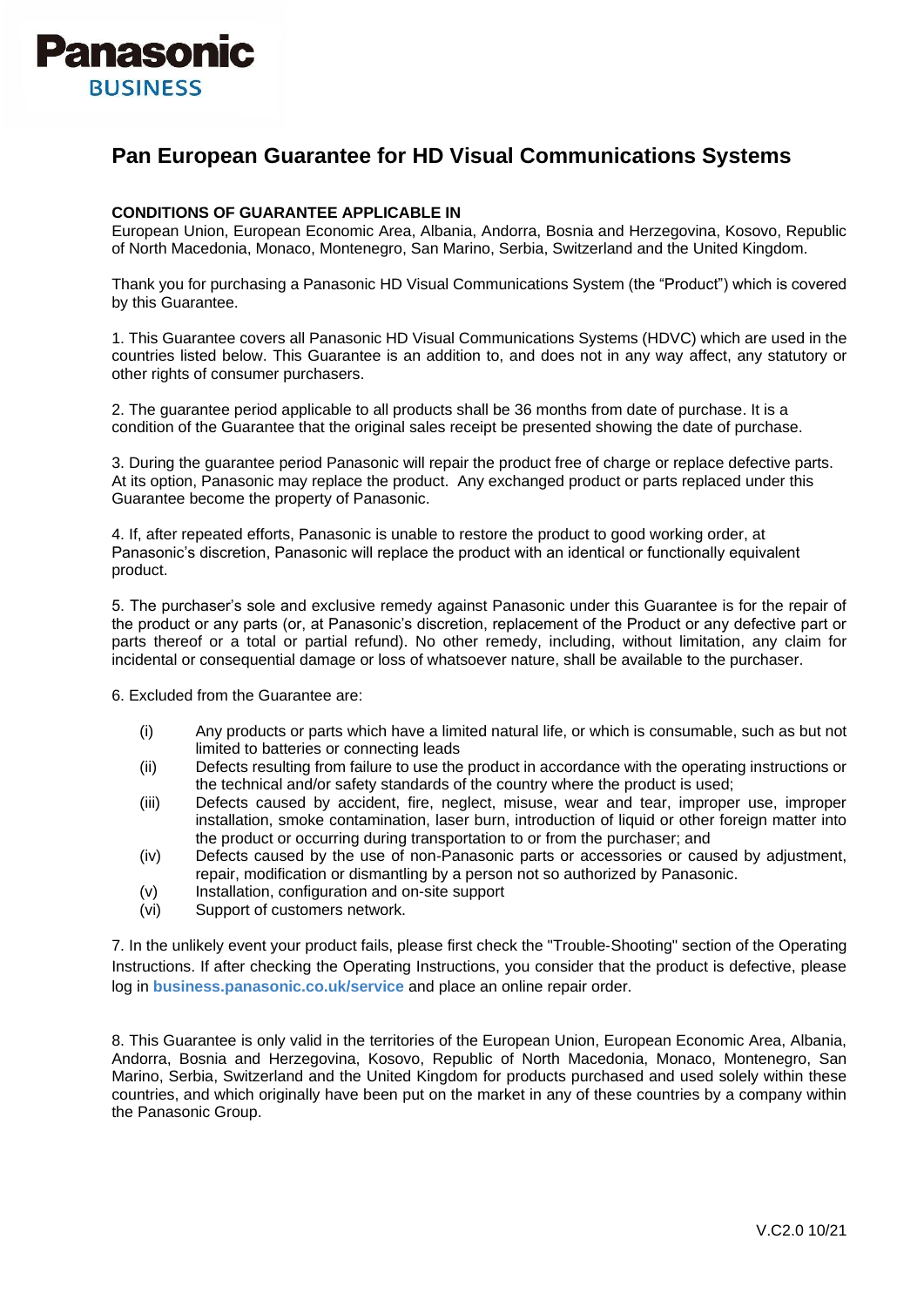# Pan European Guarantee for HD Visual Communications Systems

**CONDITIONS OF GUARANTEE APPLICABLE IN**
European Union, European Economic Area, Albania, Andorra, Bosnia and Herzegovina, Kosovo, Republic of North Macedonia, Monaco, Montenegro, San Marino, Serbia, Switzerland and the United Kingdom.

Thank you for purchasing a Panasonic HD Visual Communications System (the "Product") which is covered by this Guarantee.

1. This Guarantee covers all Panasonic HD Visual Communications Systems (HDVC) which are used in the countries listed below. This Guarantee is an addition to, and does not in any way affect, any statutory or other rights of consumer purchasers.

2. The guarantee period applicable to all products shall be 36 months from date of purchase. It is a condition of the Guarantee that the original sales receipt be presented showing the date of purchase.

3. During the guarantee period Panasonic will repair the product free of charge or replace defective parts. At its option, Panasonic may replace the product. Any exchanged product or parts replaced under this Guarantee become the property of Panasonic.

4. If, after repeated efforts, Panasonic is unable to restore the product to good working order, at Panasonic's discretion, Panasonic will replace the product with an identical or functionally equivalent product.

5. The purchaser's sole and exclusive remedy against Panasonic under this Guarantee is for the repair of the product or any parts (or, at Panasonic's discretion, replacement of the Product or any defective part or parts thereof or a total or partial refund). No other remedy, including, without limitation, any claim for incidental or consequential damage or loss of whatsoever nature, shall be available to the purchaser.

6. Excluded from the Guarantee are:

- (i) Any products or parts which have a limited natural life, or which is consumable, such as but not limited to batteries or connecting leads
- (ii) Defects resulting from failure to use the product in accordance with the operating instructions or the technical and/or safety standards of the country where the product is used;
- (iii) Defects caused by accident, fire, neglect, misuse, wear and tear, improper use, improper installation, smoke contamination, laser burn, introduction of liquid or other foreign matter into the product or occurring during transportation to or from the purchaser; and
- (iv) Defects caused by the use of non-Panasonic parts or accessories or caused by adjustment, repair, modification or dismantling by a person not so authorized by Panasonic.
- (v) Installation, configuration and on-site support
- (vi) Support of customers network.

7. In the unlikely event your product fails, please first check the "Trouble-Shooting" section of the Operating Instructions. If after checking the Operating Instructions, you consider that the product is defective, please log in **business.panasonic.co.uk/service** and place an online repair order.

8. This Guarantee is only valid in the territories of the European Union, European Economic Area, Albania, Andorra, Bosnia and Herzegovina, Kosovo, Republic of North Macedonia, Monaco, Montenegro, San Marino, Serbia, Switzerland and the United Kingdom for products purchased and used solely within these countries, and which originally have been put on the market in any of these countries by a company within the Panasonic Group.

V.C2.0 10/21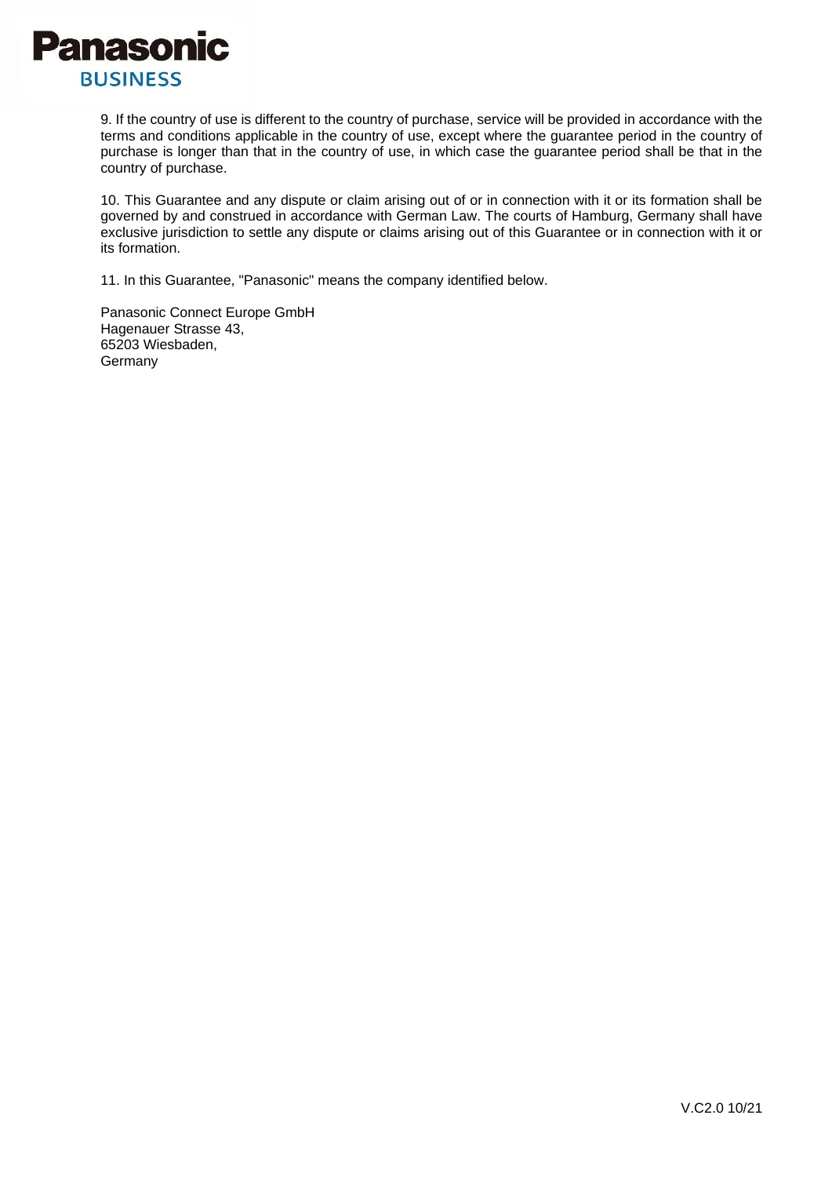9. If the country of use is different to the country of purchase, service will be provided in accordance with the terms and conditions applicable in the country of use, except where the guarantee period in the country of purchase is longer than that in the country of use, in which case the guarantee period shall be that in the country of purchase.

10. This Guarantee and any dispute or claim arising out of or in connection with it or its formation shall be governed by and construed in accordance with German Law. The courts of Hamburg, Germany shall have exclusive jurisdiction to settle any dispute or claims arising out of this Guarantee or in connection with it or its formation.

11. In this Guarantee, "Panasonic" means the company identified below.

Panasonic Connect Europe GmbH
Hagenauer Strasse 43,
65203 Wiesbaden,
Germany

V.C2.0 10/21